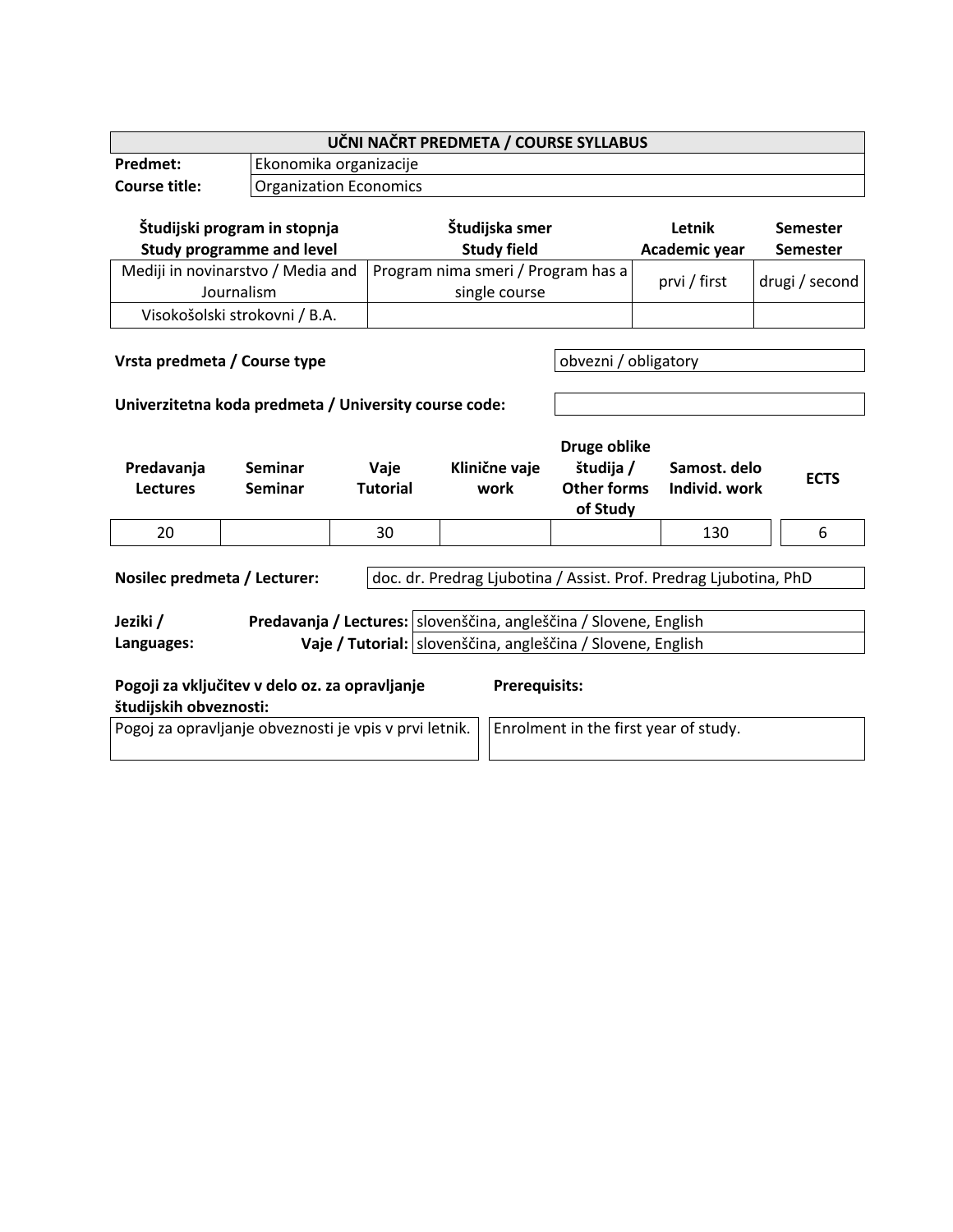| UČNI NAČRT PREDMETA / COURSE SYLLABUS | |
|---|---|
| **Predmet:** | Ekonomika organizacije |
| **Course title:** | Organization Economics |

| **Študijski program in stopnja Study programme and level** | **Študijska smer Study field** | **Letnik Academic year** | **Semester Semester** |
|---|---|---|---|
| Mediji in novinarstvo / Media and Journalism | Program nima smeri / Program has a single course | prvi / first | drugi / second |
| Visokošolski strokovni / B.A. | | | |

| | |
|---|---|
| **Vrsta predmeta / Course type** | obvezni / obligatory |
| **Univerzitetna koda predmeta / University course code:** | |

| **Predavanja Lectures** | **Seminar Seminar** | **Vaje Tutorial** | **Klinične vaje work** | **Druge oblike študija / Other forms of Study** | **Samost. delo Individ. work** | **ECTS** |
|---|---|---|---|---|---|---|
| 20 | | 30 | | | 130 | 6 |

| | |
|---|---|
| **Nosilec predmeta / Lecturer:** | doc. dr. Predrag Ljubotina / Assist. Prof. Predrag Ljubotina, PhD |

| **Jeziki / Languages:** | | |
|---|---|---|
| | **Predavanja / Lectures:** | slovenščina, angleščina / Slovene, English |
| | **Vaje / Tutorial:** | slovenščina, angleščina / Slovene, English |

| **Pogoji za vključitev v delo oz. za opravljanje študijskih obveznosti:** | **Prerequisits:** |
|---|---|
| Pogoj za opravljanje obveznosti je vpis v prvi letnik. | Enrolment in the first year of study. |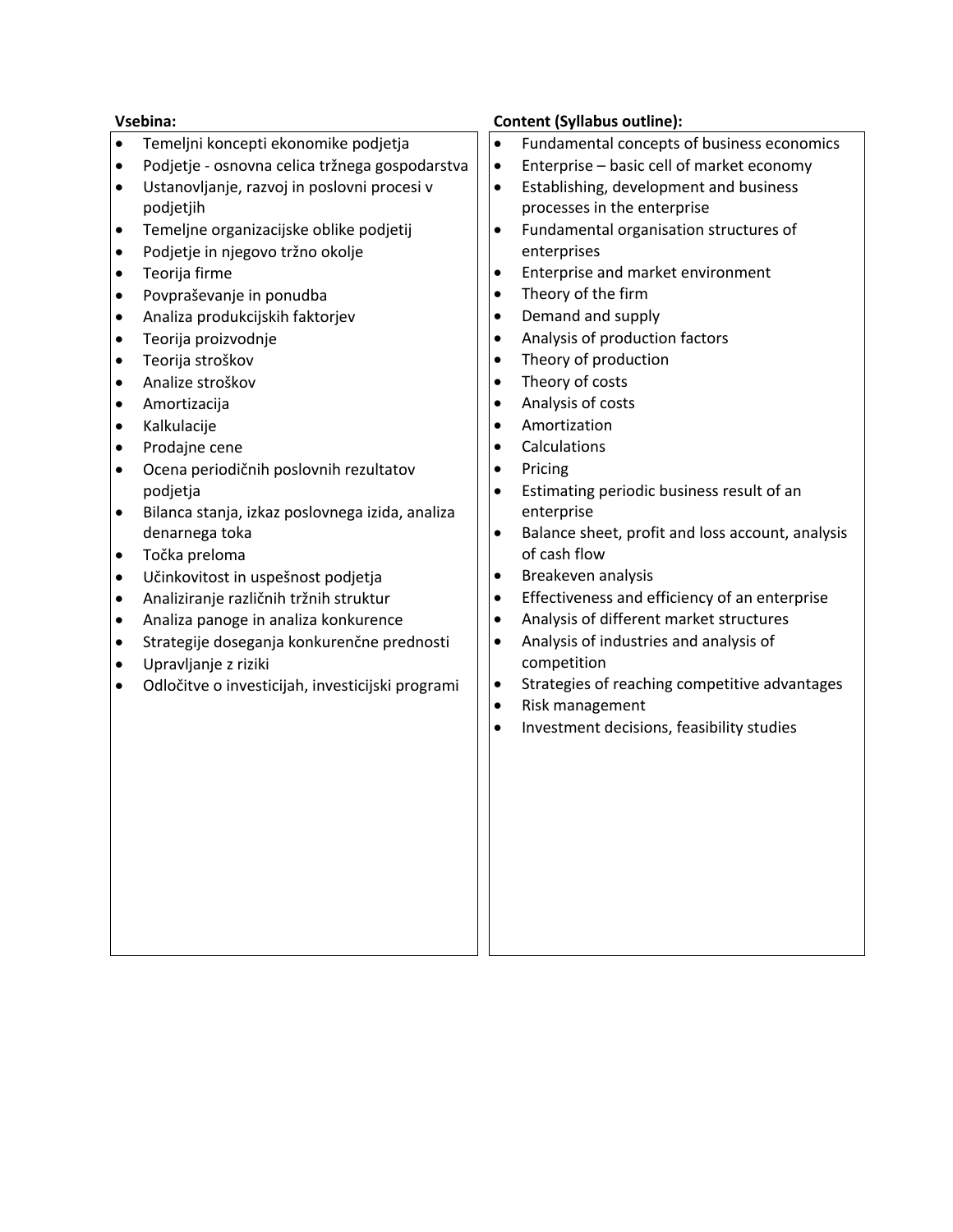| Vsebina: | Content (Syllabus outline): |
|---|---|
| • Temeljni koncepti ekonomike podjetja<br>• Podjetje - osnovna celica tržnega gospodarstva<br>• Ustanovljanje, razvoj in poslovni procesi v podjetjih<br>• Temeljne organizacijske oblike podjetij<br>• Podjetje in njegovo tržno okolje<br>• Teorija firme<br>• Povpraševanje in ponudba<br>• Analiza produkcijskih faktorjev<br>• Teorija proizvodnje<br>• Teorija stroškov<br>• Analize stroškov<br>• Amortizacija<br>• Kalkulacije<br>• Prodajne cene<br>• Ocena periodičnih poslovnih rezultatov podjetja<br>• Bilanca stanja, izkaz poslovnega izida, analiza denarnega toka<br>• Točka preloma<br>• Učinkovitost in uspešnost podjetja<br>• Analiziranje različnih tržnih struktur<br>• Analiza panoge in analiza konkurence<br>• Strategije doseganja konkurenčne prednosti<br>• Upravljanje z riziki<br>• Odločitve o investicijah, investicijski programi | • Fundamental concepts of business economics<br>• Enterprise – basic cell of market economy<br>• Establishing, development and business processes in the enterprise<br>• Fundamental organisation structures of enterprises<br>• Enterprise and market environment<br>• Theory of the firm<br>• Demand and supply<br>• Analysis of production factors<br>• Theory of production<br>• Theory of costs<br>• Analysis of costs<br>• Amortization<br>• Calculations<br>• Pricing<br>• Estimating periodic business result of an enterprise<br>• Balance sheet, profit and loss account, analysis of cash flow<br>• Breakeven analysis<br>• Effectiveness and efficiency of an enterprise<br>• Analysis of different market structures<br>• Analysis of industries and analysis of competition<br>• Strategies of reaching competitive advantages<br>• Risk management<br>• Investment decisions, feasibility studies |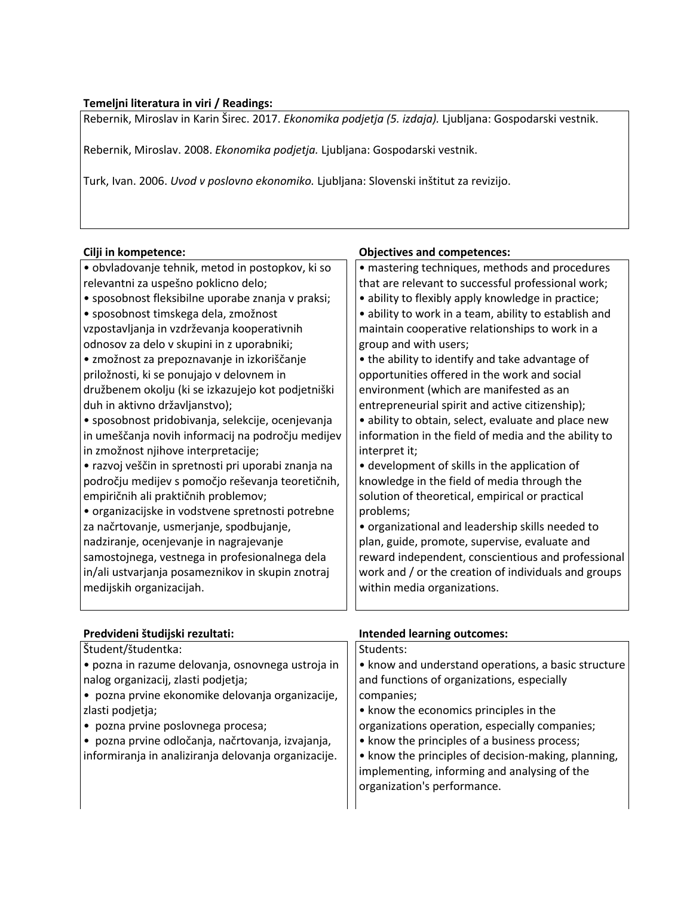**Temeljni literatura in viri / Readings:**

Rebernik, Miroslav in Karin Širec. 2017. *Ekonomika podjetja (5. izdaja).* Ljubljana: Gospodarski vestnik.

Rebernik, Miroslav. 2008. *Ekonomika podjetja.* Ljubljana: Gospodarski vestnik.

Turk, Ivan. 2006. *Uvod v poslovno ekonomiko.* Ljubljana: Slovenski inštitut za revizijo.

| **Cilji in kompetence:** | **Objectives and competences:** |
|---|---|
| • obvladovanje tehnik, metod in postopkov, ki so relevantni za uspešno poklicno delo;<br>• sposobnost fleksibilne uporabe znanja v praksi;<br>• sposobnost timskega dela, zmožnost vzpostavljanja in vzdrževanja kooperativnih odnosov za delo v skupini in z uporabniki;<br>• zmožnost za prepoznavanje in izkoriščanje priložnosti, ki se ponujajo v delovnem in družbenem okolju (ki se izkazujejo kot podjetniški duh in aktivno državljanstvo);<br>• sposobnost pridobivanja, selekcije, ocenjevanja in umeščanja novih informacij na področju medijev in zmožnost njihove interpretacije;<br>• razvoj veščin in spretnosti pri uporabi znanja na področju medijev s pomočjo reševanja teoretičnih, empiričnih ali praktičnih problemov;<br>• organizacijske in vodstvene spretnosti potrebne za načrtovanje, usmerjanje, spodbujanje, nadziranje, ocenjevanje in nagrajevanje samostojnega, vestnega in profesionalnega dela in/ali ustvarjanja posameznikov in skupin znotraj medijskih organizacijah. | • mastering techniques, methods and procedures that are relevant to successful professional work;<br>• ability to flexibly apply knowledge in practice;<br>• ability to work in a team, ability to establish and maintain cooperative relationships to work in a group and with users;<br>• the ability to identify and take advantage of opportunities offered in the work and social environment (which are manifested as an entrepreneurial spirit and active citizenship);<br>• ability to obtain, select, evaluate and place new information in the field of media and the ability to interpret it;<br>• development of skills in the application of knowledge in the field of media through the solution of theoretical, empirical or practical problems;<br>• organizational and leadership skills needed to plan, guide, promote, supervise, evaluate and reward independent, conscientious and professional work and / or the creation of individuals and groups within media organizations. |

| **Predvideni študijski rezultati:** | **Intended learning outcomes:** |
|---|---|
| Študent/študentka:<br>• pozna in razume delovanja, osnovnega ustroja in nalog organizacij, zlasti podjetja;<br>• pozna prvine ekonomike delovanja organizacije, zlasti podjetja;<br>• pozna prvine poslovnega procesa;<br>• pozna prvine odločanja, načrtovanja, izvajanja, informiranja in analiziranja delovanja organizacije. | Students:<br>• know and understand operations, a basic structure and functions of organizations, especially companies;<br>• know the economics principles in the organizations operation, especially companies;<br>• know the principles of a business process;<br>• know the principles of decision-making, planning, implementing, informing and analysing of the organization's performance. |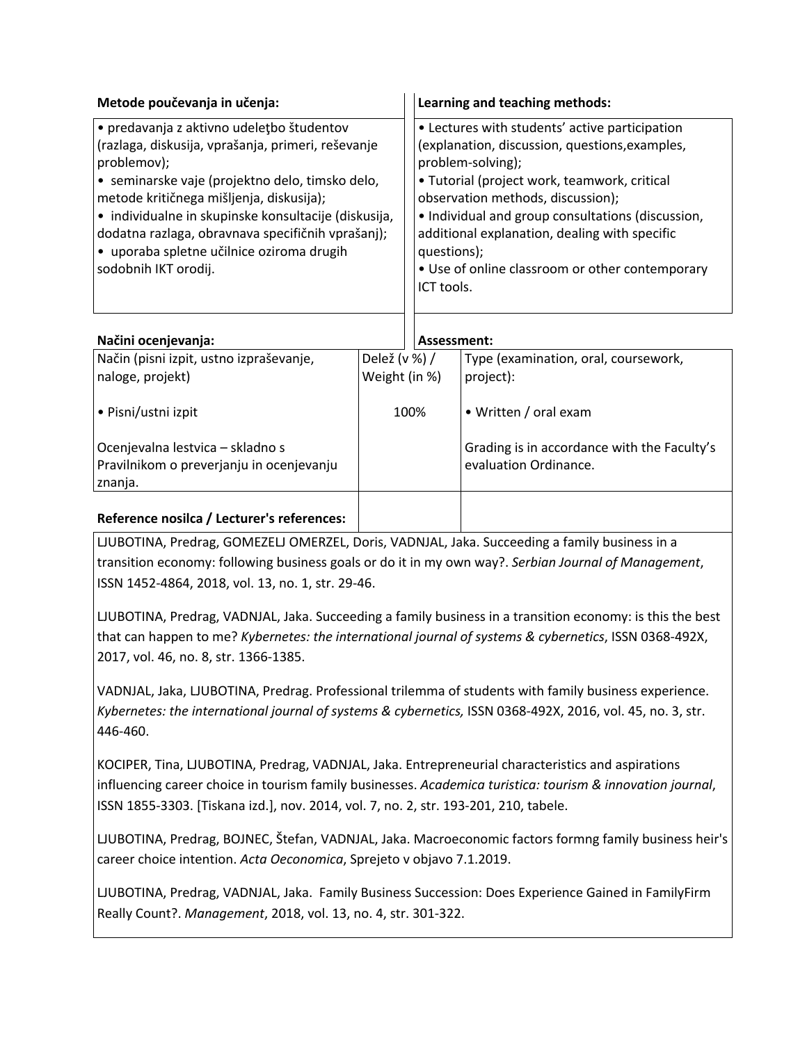| Metode poučevanja in učenja: | Learning and teaching methods: |
|---|---|
| • predavanja z aktivno udeleţbo študentov (razlaga, diskusija, vprašanja, primeri, reševanje problemov);<br>• seminarske vaje (projektno delo, timsko delo, metode kritičnega mišljenja, diskusija);<br>• individualne in skupinske konsultacije (diskusija, dodatna razlaga, obravnava specifičnih vprašanj);<br>• uporaba spletne učilnice oziroma drugih sodobnih IKT orodij. | • Lectures with students' active participation (explanation, discussion, questions,examples, problem-solving);<br>• Tutorial (project work, teamwork, critical observation methods, discussion);<br>• Individual and group consultations (discussion, additional explanation, dealing with specific questions);<br>• Use of online classroom or other contemporary ICT tools. |

| Načini ocenjevanja: | | Assessment: |
|---|---|---|
| Način (pisni izpit, ustno izpraševanje, naloge, projekt) | Delež (v %) / Weight (in %) | Type (examination, oral, coursework, project): |
| • Pisni/ustni izpit | 100% | • Written / oral exam |
| Ocenjevalna lestvica – skladno s Pravilnikom o preverjanju in ocenjevanju znanja. | | Grading is in accordance with the Faculty's evaluation Ordinance. |

**Reference nosilca / Lecturer's references:**

LJUBOTINA, Predrag, GOMEZELJ OMERZEL, Doris, VADNJAL, Jaka. Succeeding a family business in a transition economy: following business goals or do it in my own way?. *Serbian Journal of Management*, ISSN 1452-4864, 2018, vol. 13, no. 1, str. 29-46.

LJUBOTINA, Predrag, VADNJAL, Jaka. Succeeding a family business in a transition economy: is this the best that can happen to me? *Kybernetes: the international journal of systems & cybernetics*, ISSN 0368-492X, 2017, vol. 46, no. 8, str. 1366-1385.

VADNJAL, Jaka, LJUBOTINA, Predrag. Professional trilemma of students with family business experience. *Kybernetes: the international journal of systems & cybernetics,* ISSN 0368-492X, 2016, vol. 45, no. 3, str. 446-460.

KOCIPER, Tina, LJUBOTINA, Predrag, VADNJAL, Jaka. Entrepreneurial characteristics and aspirations influencing career choice in tourism family businesses. *Academica turistica: tourism & innovation journal*, ISSN 1855-3303. [Tiskana izd.], nov. 2014, vol. 7, no. 2, str. 193-201, 210, tabele.

LJUBOTINA, Predrag, BOJNEC, Štefan, VADNJAL, Jaka. Macroeconomic factors formng family business heir's career choice intention. *Acta Oeconomica*, Sprejeto v objavo 7.1.2019.

LJUBOTINA, Predrag, VADNJAL, Jaka. Family Business Succession: Does Experience Gained in FamilyFirm Really Count?. *Management*, 2018, vol. 13, no. 4, str. 301-322.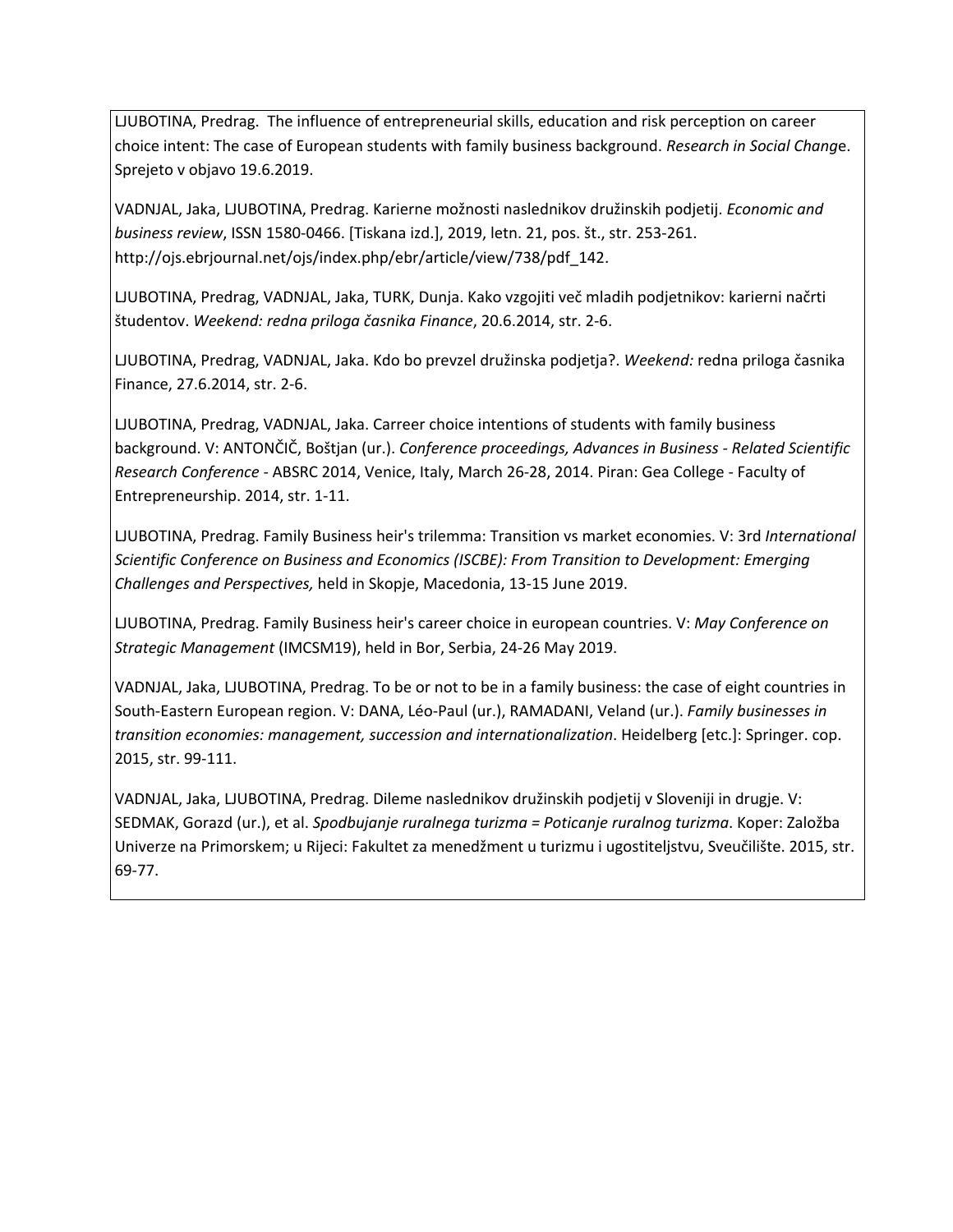LJUBOTINA, Predrag. The influence of entrepreneurial skills, education and risk perception on career choice intent: The case of European students with family business background. *Research in Social Change*. Sprejeto v objavo 19.6.2019.

VADNJAL, Jaka, LJUBOTINA, Predrag. Karierne možnosti naslednikov družinskih podjetij. *Economic and business review*, ISSN 1580-0466. [Tiskana izd.], 2019, letn. 21, pos. št., str. 253-261. http://ojs.ebrjournal.net/ojs/index.php/ebr/article/view/738/pdf_142.

LJUBOTINA, Predrag, VADNJAL, Jaka, TURK, Dunja. Kako vzgojiti več mladih podjetnikov: karierni načrti študentov. *Weekend: redna priloga časnika Finance*, 20.6.2014, str. 2-6.

LJUBOTINA, Predrag, VADNJAL, Jaka. Kdo bo prevzel družinska podjetja?. *Weekend:* redna priloga časnika Finance, 27.6.2014, str. 2-6.

LJUBOTINA, Predrag, VADNJAL, Jaka. Carreer choice intentions of students with family business background. V: ANTONČIČ, Boštjan (ur.). *Conference proceedings, Advances in Business - Related Scientific Research Conference* - ABSRC 2014, Venice, Italy, March 26-28, 2014. Piran: Gea College - Faculty of Entrepreneurship. 2014, str. 1-11.

LJUBOTINA, Predrag. Family Business heir's trilemma: Transition vs market economies. V: 3rd *International Scientific Conference on Business and Economics (ISCBE): From Transition to Development: Emerging Challenges and Perspectives,* held in Skopje, Macedonia, 13-15 June 2019.

LJUBOTINA, Predrag. Family Business heir's career choice in european countries. V: *May Conference on Strategic Management* (IMCSM19), held in Bor, Serbia, 24-26 May 2019.

VADNJAL, Jaka, LJUBOTINA, Predrag. To be or not to be in a family business: the case of eight countries in South-Eastern European region. V: DANA, Léo-Paul (ur.), RAMADANI, Veland (ur.). *Family businesses in transition economies: management, succession and internationalization*. Heidelberg [etc.]: Springer. cop. 2015, str. 99-111.

VADNJAL, Jaka, LJUBOTINA, Predrag. Dileme naslednikov družinskih podjetij v Sloveniji in drugje. V: SEDMAK, Gorazd (ur.), et al. *Spodbujanje ruralnega turizma = Poticanje ruralnog turizma*. Koper: Založba Univerze na Primorskem; u Rijeci: Fakultet za menedžment u turizmu i ugostiteljstvu, Sveučilište. 2015, str. 69-77.